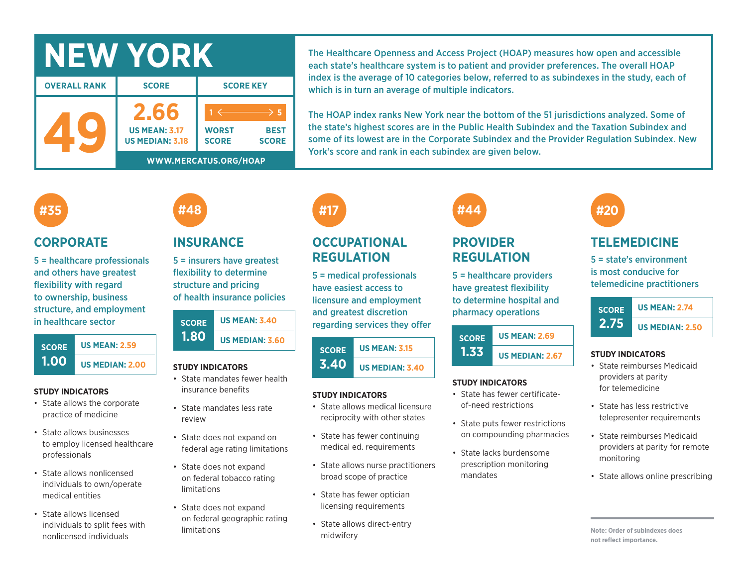# NEW YORK

| OVERALL RANK | SCORE | SCORE KEY |
|---|---|---|
| 49 | 2.66<br>US MEAN: 3.17<br>US MEDIAN: 3.18 | 1 ← → 5<br>WORST SCORE — BEST SCORE |

WWW.MERCATUS.ORG/HOAP

The Healthcare Openness and Access Project (HOAP) measures how open and accessible each state's healthcare system is to patient and provider preferences. The overall HOAP index is the average of 10 categories below, referred to as subindexes in the study, each of which is in turn an average of multiple indicators.

The HOAP index ranks New York near the bottom of the 51 jurisdictions analyzed. Some of the state's highest scores are in the Public Health Subindex and the Taxation Subindex and some of its lowest are in the Corporate Subindex and the Provider Regulation Subindex. New York's score and rank in each subindex are given below.

## #35 CORPORATE

5 = healthcare professionals and others have greatest flexibility with regard to ownership, business structure, and employment in healthcare sector

| SCORE | |
|---|---|
| 1.00 | US MEAN: 2.59 |
| | US MEDIAN: 2.00 |

**STUDY INDICATORS**

- State allows the corporate practice of medicine
- State allows businesses to employ licensed healthcare professionals
- State allows nonlicensed individuals to own/operate medical entities
- State allows licensed individuals to split fees with nonlicensed individuals

## #48 INSURANCE

5 = insurers have greatest flexibility to determine structure and pricing of health insurance policies

| SCORE | |
|---|---|
| 1.80 | US MEAN: 3.40 |
| | US MEDIAN: 3.60 |

**STUDY INDICATORS**

- State mandates fewer health insurance benefits
- State mandates less rate review
- State does not expand on federal age rating limitations
- State does not expand on federal tobacco rating limitations
- State does not expand on federal geographic rating limitations

## #17 OCCUPATIONAL REGULATION

5 = medical professionals have easiest access to licensure and employment and greatest discretion regarding services they offer

| SCORE | |
|---|---|
| 3.40 | US MEAN: 3.15 |
| | US MEDIAN: 3.40 |

**STUDY INDICATORS**

- State allows medical licensure reciprocity with other states
- State has fewer continuing medical ed. requirements
- State allows nurse practitioners broad scope of practice
- State has fewer optician licensing requirements
- State allows direct-entry midwifery

## #44 PROVIDER REGULATION

5 = healthcare providers have greatest flexibility to determine hospital and pharmacy operations

| SCORE | |
|---|---|
| 1.33 | US MEAN: 2.69 |
| | US MEDIAN: 2.67 |

**STUDY INDICATORS**

- State has fewer certificate-of-need restrictions
- State puts fewer restrictions on compounding pharmacies
- State lacks burdensome prescription monitoring mandates

## #20 TELEMEDICINE

5 = state's environment is most conducive for telemedicine practitioners

| SCORE | |
|---|---|
| 2.75 | US MEAN: 2.74 |
| | US MEDIAN: 2.50 |

**STUDY INDICATORS**

- State reimburses Medicaid providers at parity for telemedicine
- State has less restrictive telepresenter requirements
- State reimburses Medicaid providers at parity for remote monitoring
- State allows online prescribing

Note: Order of subindexes does not reflect importance.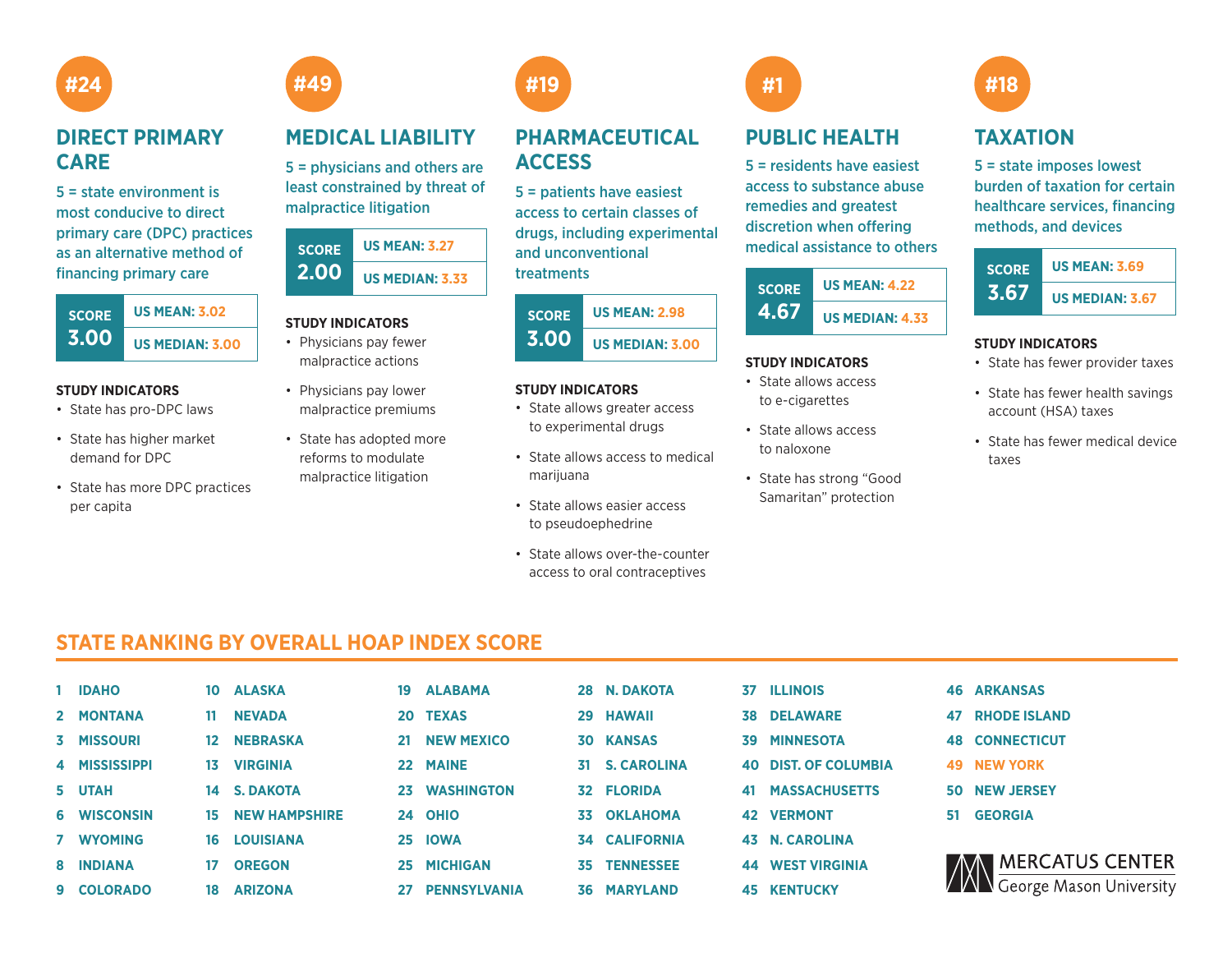## #24

### DIRECT PRIMARY CARE

5 = state environment is most conducive to direct primary care (DPC) practices as an alternative method of financing primary care

| SCORE | |
|---|---|
| 3.00 | US MEAN: 3.02 |
| | US MEDIAN: 3.00 |

**STUDY INDICATORS**

- State has pro-DPC laws
- State has higher market demand for DPC
- State has more DPC practices per capita

## #49

### MEDICAL LIABILITY

5 = physicians and others are least constrained by threat of malpractice litigation

| SCORE | |
|---|---|
| 2.00 | US MEAN: 3.27 |
| | US MEDIAN: 3.33 |

**STUDY INDICATORS**

- Physicians pay fewer malpractice actions
- Physicians pay lower malpractice premiums
- State has adopted more reforms to modulate malpractice litigation

## #19

### PHARMACEUTICAL ACCESS

5 = patients have easiest access to certain classes of drugs, including experimental and unconventional treatments

| SCORE | |
|---|---|
| 3.00 | US MEAN: 2.98 |
| | US MEDIAN: 3.00 |

**STUDY INDICATORS**

- State allows greater access to experimental drugs
- State allows access to medical marijuana
- State allows easier access to pseudoephedrine
- State allows over-the-counter access to oral contraceptives

## #1

### PUBLIC HEALTH

5 = residents have easiest access to substance abuse remedies and greatest discretion when offering medical assistance to others

| SCORE | |
|---|---|
| 4.67 | US MEAN: 4.22 |
| | US MEDIAN: 4.33 |

**STUDY INDICATORS**

- State allows access to e-cigarettes
- State allows access to naloxone
- State has strong "Good Samaritan" protection

## #18

### TAXATION

5 = state imposes lowest burden of taxation for certain healthcare services, financing methods, and devices

| SCORE | |
|---|---|
| 3.67 | US MEAN: 3.69 |
| | US MEDIAN: 3.67 |

**STUDY INDICATORS**

- State has fewer provider taxes
- State has fewer health savings account (HSA) taxes
- State has fewer medical device taxes

## STATE RANKING BY OVERALL HOAP INDEX SCORE

1 IDAHO
2 MONTANA
3 MISSOURI
4 MISSISSIPPI
5 UTAH
6 WISCONSIN
7 WYOMING
8 INDIANA
9 COLORADO
10 ALASKA
11 NEVADA
12 NEBRASKA
13 VIRGINIA
14 S. DAKOTA
15 NEW HAMPSHIRE
16 LOUISIANA
17 OREGON
18 ARIZONA
19 ALABAMA
20 TEXAS
21 NEW MEXICO
22 MAINE
23 WASHINGTON
24 OHIO
25 IOWA
25 MICHIGAN
27 PENNSYLVANIA
28 N. DAKOTA
29 HAWAII
30 KANSAS
31 S. CAROLINA
32 FLORIDA
33 OKLAHOMA
34 CALIFORNIA
35 TENNESSEE
36 MARYLAND
37 ILLINOIS
38 DELAWARE
39 MINNESOTA
40 DIST. OF COLUMBIA
41 MASSACHUSETTS
42 VERMONT
43 N. CAROLINA
44 WEST VIRGINIA
45 KENTUCKY
46 ARKANSAS
47 RHODE ISLAND
48 CONNECTICUT
49 NEW YORK
50 NEW JERSEY
51 GEORGIA

MERCATUS CENTER
George Mason University